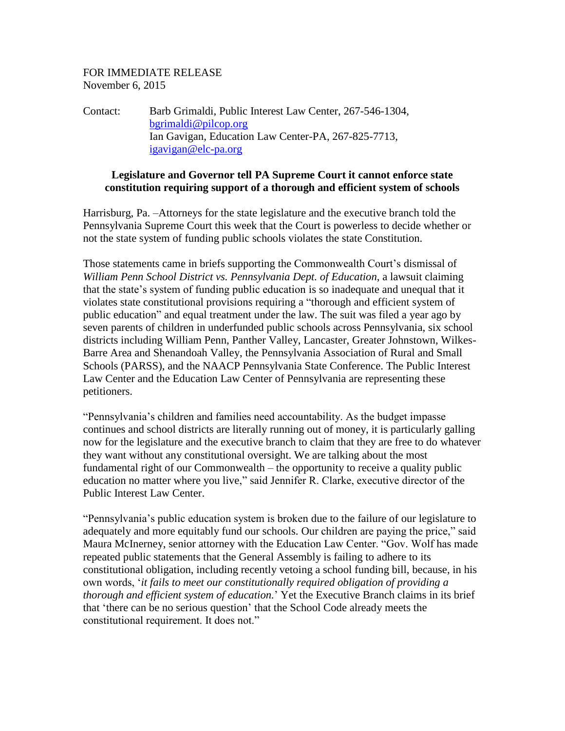FOR IMMEDIATE RELEASE
November 6, 2015

Contact: Barb Grimaldi, Public Interest Law Center, 267-546-1304, bgrimaldi@pilcop.org
Ian Gavigan, Education Law Center-PA, 267-825-7713, igavigan@elc-pa.org

**Legislature and Governor tell PA Supreme Court it cannot enforce state constitution requiring support of a thorough and efficient system of schools**

Harrisburg, Pa. –Attorneys for the state legislature and the executive branch told the Pennsylvania Supreme Court this week that the Court is powerless to decide whether or not the state system of funding public schools violates the state Constitution.

Those statements came in briefs supporting the Commonwealth Court's dismissal of *William Penn School District vs. Pennsylvania Dept. of Education*, a lawsuit claiming that the state's system of funding public education is so inadequate and unequal that it violates state constitutional provisions requiring a "thorough and efficient system of public education" and equal treatment under the law. The suit was filed a year ago by seven parents of children in underfunded public schools across Pennsylvania, six school districts including William Penn, Panther Valley, Lancaster, Greater Johnstown, Wilkes-Barre Area and Shenandoah Valley, the Pennsylvania Association of Rural and Small Schools (PARSS), and the NAACP Pennsylvania State Conference. The Public Interest Law Center and the Education Law Center of Pennsylvania are representing these petitioners.

"Pennsylvania's children and families need accountability. As the budget impasse continues and school districts are literally running out of money, it is particularly galling now for the legislature and the executive branch to claim that they are free to do whatever they want without any constitutional oversight. We are talking about the most fundamental right of our Commonwealth – the opportunity to receive a quality public education no matter where you live," said Jennifer R. Clarke, executive director of the Public Interest Law Center.

"Pennsylvania's public education system is broken due to the failure of our legislature to adequately and more equitably fund our schools. Our children are paying the price," said Maura McInerney, senior attorney with the Education Law Center. "Gov. Wolf has made repeated public statements that the General Assembly is failing to adhere to its constitutional obligation, including recently vetoing a school funding bill, because, in his own words, '*it fails to meet our constitutionally required obligation of providing a thorough and efficient system of education.*' Yet the Executive Branch claims in its brief that 'there can be no serious question' that the School Code already meets the constitutional requirement. It does not."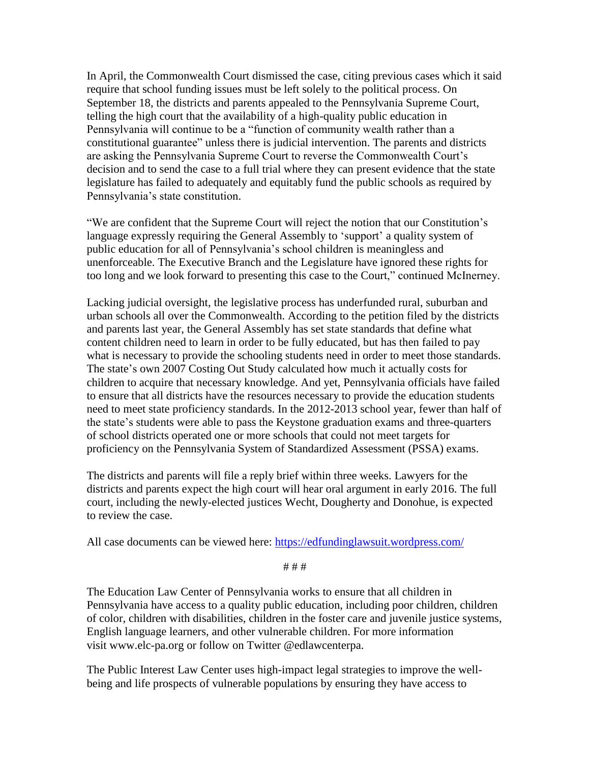In April, the Commonwealth Court dismissed the case, citing previous cases which it said require that school funding issues must be left solely to the political process. On September 18, the districts and parents appealed to the Pennsylvania Supreme Court, telling the high court that the availability of a high-quality public education in Pennsylvania will continue to be a "function of community wealth rather than a constitutional guarantee" unless there is judicial intervention. The parents and districts are asking the Pennsylvania Supreme Court to reverse the Commonwealth Court's decision and to send the case to a full trial where they can present evidence that the state legislature has failed to adequately and equitably fund the public schools as required by Pennsylvania's state constitution.

"We are confident that the Supreme Court will reject the notion that our Constitution's language expressly requiring the General Assembly to 'support' a quality system of public education for all of Pennsylvania's school children is meaningless and unenforceable. The Executive Branch and the Legislature have ignored these rights for too long and we look forward to presenting this case to the Court," continued McInerney.

Lacking judicial oversight, the legislative process has underfunded rural, suburban and urban schools all over the Commonwealth. According to the petition filed by the districts and parents last year, the General Assembly has set state standards that define what content children need to learn in order to be fully educated, but has then failed to pay what is necessary to provide the schooling students need in order to meet those standards. The state's own 2007 Costing Out Study calculated how much it actually costs for children to acquire that necessary knowledge. And yet, Pennsylvania officials have failed to ensure that all districts have the resources necessary to provide the education students need to meet state proficiency standards. In the 2012-2013 school year, fewer than half of the state's students were able to pass the Keystone graduation exams and three-quarters of school districts operated one or more schools that could not meet targets for proficiency on the Pennsylvania System of Standardized Assessment (PSSA) exams.

The districts and parents will file a reply brief within three weeks. Lawyers for the districts and parents expect the high court will hear oral argument in early 2016. The full court, including the newly-elected justices Wecht, Dougherty and Donohue, is expected to review the case.

All case documents can be viewed here: https://edfundinglawsuit.wordpress.com/

# # #

The Education Law Center of Pennsylvania works to ensure that all children in Pennsylvania have access to a quality public education, including poor children, children of color, children with disabilities, children in the foster care and juvenile justice systems, English language learners, and other vulnerable children. For more information visit www.elc-pa.org or follow on Twitter @edlawcenterpa.

The Public Interest Law Center uses high-impact legal strategies to improve the well-being and life prospects of vulnerable populations by ensuring they have access to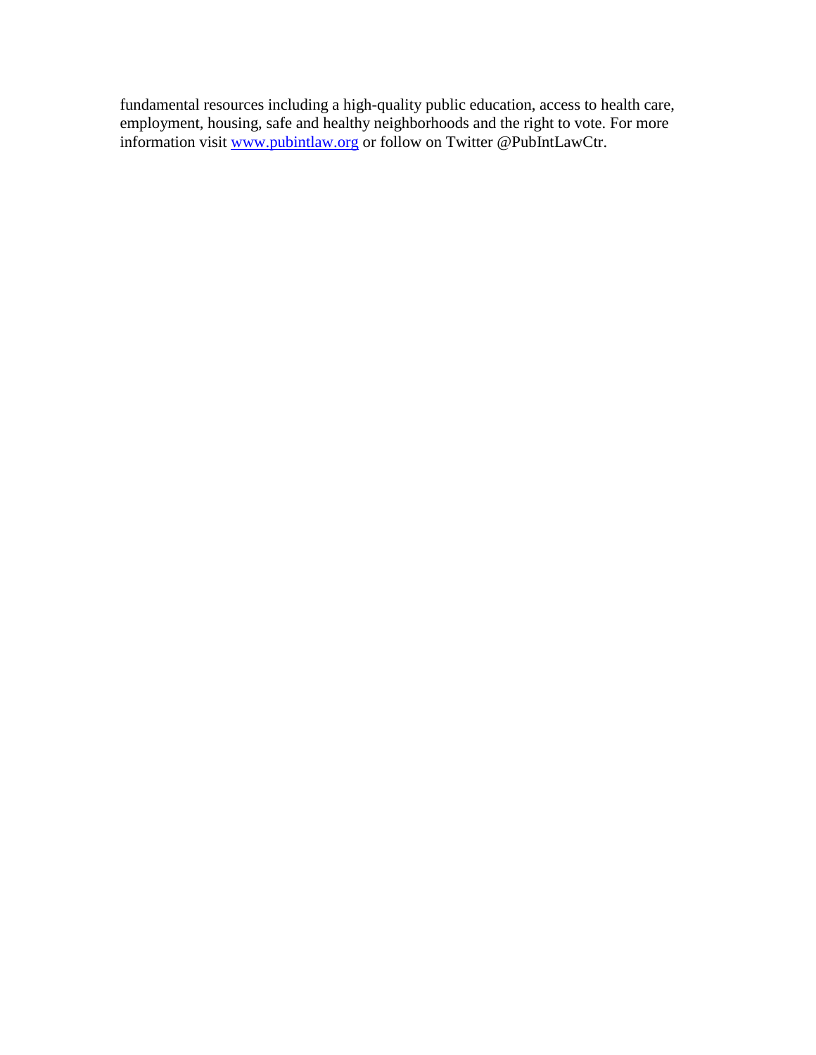fundamental resources including a high-quality public education, access to health care, employment, housing, safe and healthy neighborhoods and the right to vote. For more information visit [www.pubintlaw.org](http://www.pubintlaw.org) or follow on Twitter @PubIntLawCtr.